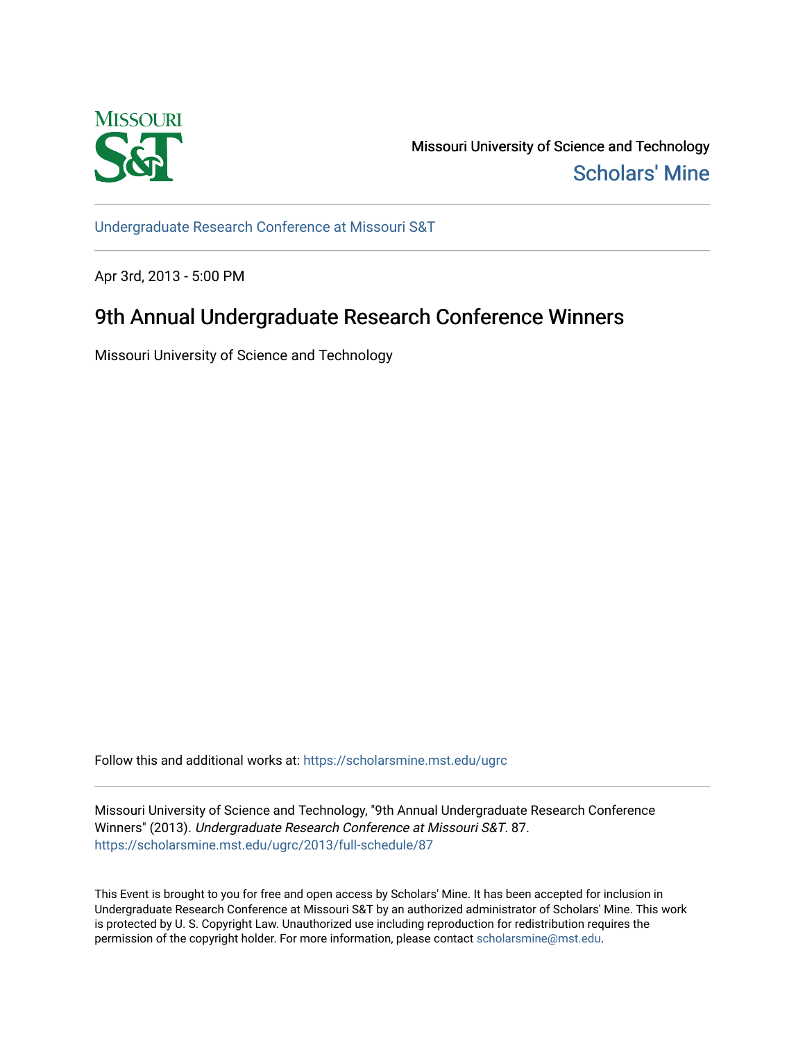Missouri University of Science and Technology

Scholars' Mine

Undergraduate Research Conference at Missouri S&T

Apr 3rd, 2013 - 5:00 PM

# 9th Annual Undergraduate Research Conference Winners

Missouri University of Science and Technology

Follow this and additional works at: https://scholarsmine.mst.edu/ugrc

Missouri University of Science and Technology, "9th Annual Undergraduate Research Conference Winners" (2013). *Undergraduate Research Conference at Missouri S&T*. 87.
https://scholarsmine.mst.edu/ugrc/2013/full-schedule/87

This Event is brought to you for free and open access by Scholars' Mine. It has been accepted for inclusion in Undergraduate Research Conference at Missouri S&T by an authorized administrator of Scholars' Mine. This work is protected by U. S. Copyright Law. Unauthorized use including reproduction for redistribution requires the permission of the copyright holder. For more information, please contact scholarsmine@mst.edu.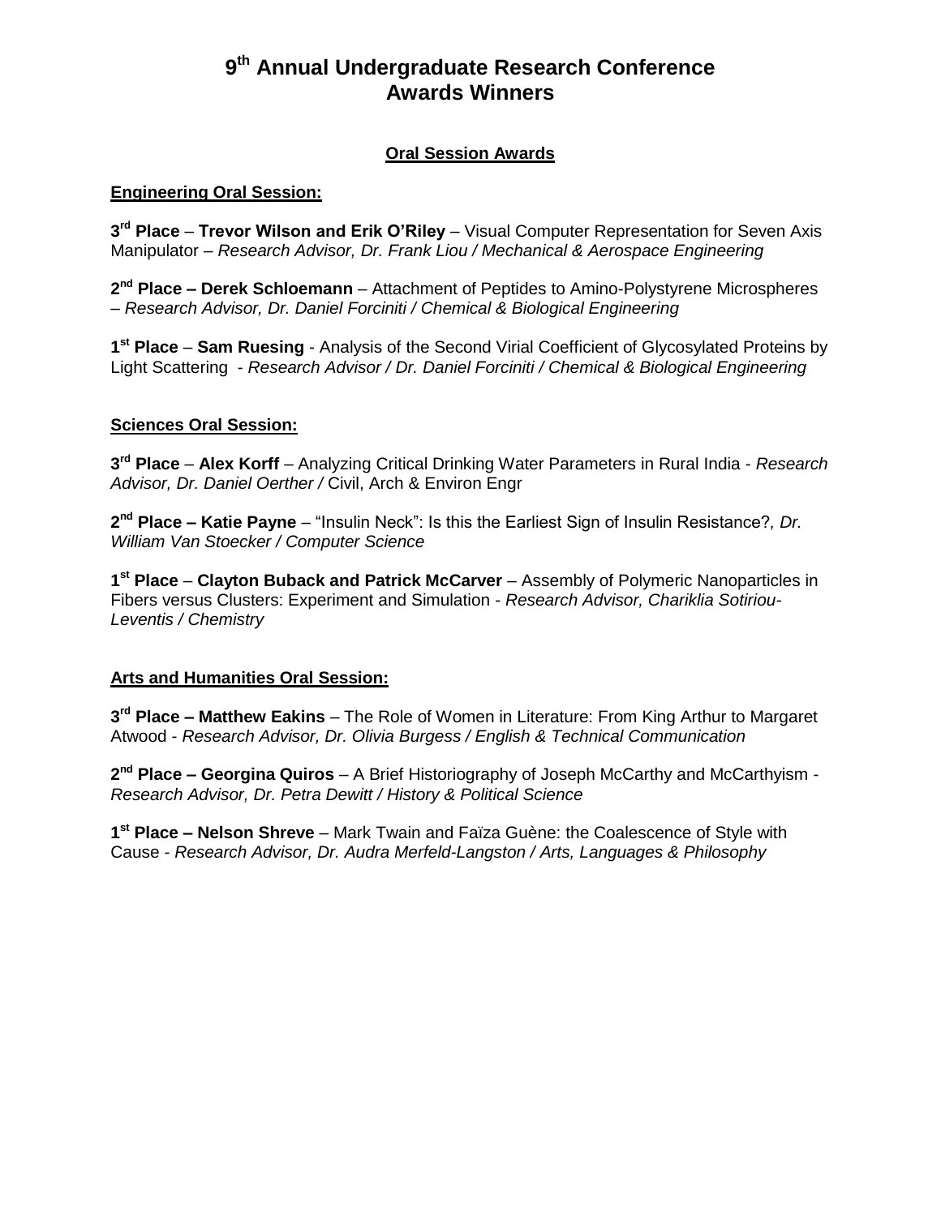# 9th Annual Undergraduate Research Conference Awards Winners

## Oral Session Awards

### Engineering Oral Session:

**3rd Place** – **Trevor Wilson and Erik O'Riley** – Visual Computer Representation for Seven Axis Manipulator – *Research Advisor, Dr. Frank Liou / Mechanical & Aerospace Engineering*

**2nd Place – Derek Schloemann** – Attachment of Peptides to Amino-Polystyrene Microspheres – *Research Advisor, Dr. Daniel Forciniti / Chemical & Biological Engineering*

**1st Place** – **Sam Ruesing** - Analysis of the Second Virial Coefficient of Glycosylated Proteins by Light Scattering - *Research Advisor / Dr. Daniel Forciniti / Chemical & Biological Engineering*

### Sciences Oral Session:

**3rd Place** – **Alex Korff** – Analyzing Critical Drinking Water Parameters in Rural India - *Research Advisor, Dr. Daniel Oerther /* Civil, Arch & Environ Engr

**2nd Place – Katie Payne** – "Insulin Neck": Is this the Earliest Sign of Insulin Resistance?*, Dr. William Van Stoecker / Computer Science*

**1st Place** – **Clayton Buback and Patrick McCarver** – Assembly of Polymeric Nanoparticles in Fibers versus Clusters: Experiment and Simulation - *Research Advisor, Chariklia Sotiriou-Leventis / Chemistry*

### Arts and Humanities Oral Session:

**3rd Place – Matthew Eakins** – The Role of Women in Literature: From King Arthur to Margaret Atwood - *Research Advisor, Dr. Olivia Burgess / English & Technical Communication*

**2nd Place – Georgina Quiros** – A Brief Historiography of Joseph McCarthy and McCarthyism - *Research Advisor, Dr. Petra Dewitt / History & Political Science*

**1st Place – Nelson Shreve** – Mark Twain and Faïza Guène: the Coalescence of Style with Cause - *Research Advisor, Dr. Audra Merfeld-Langston / Arts, Languages & Philosophy*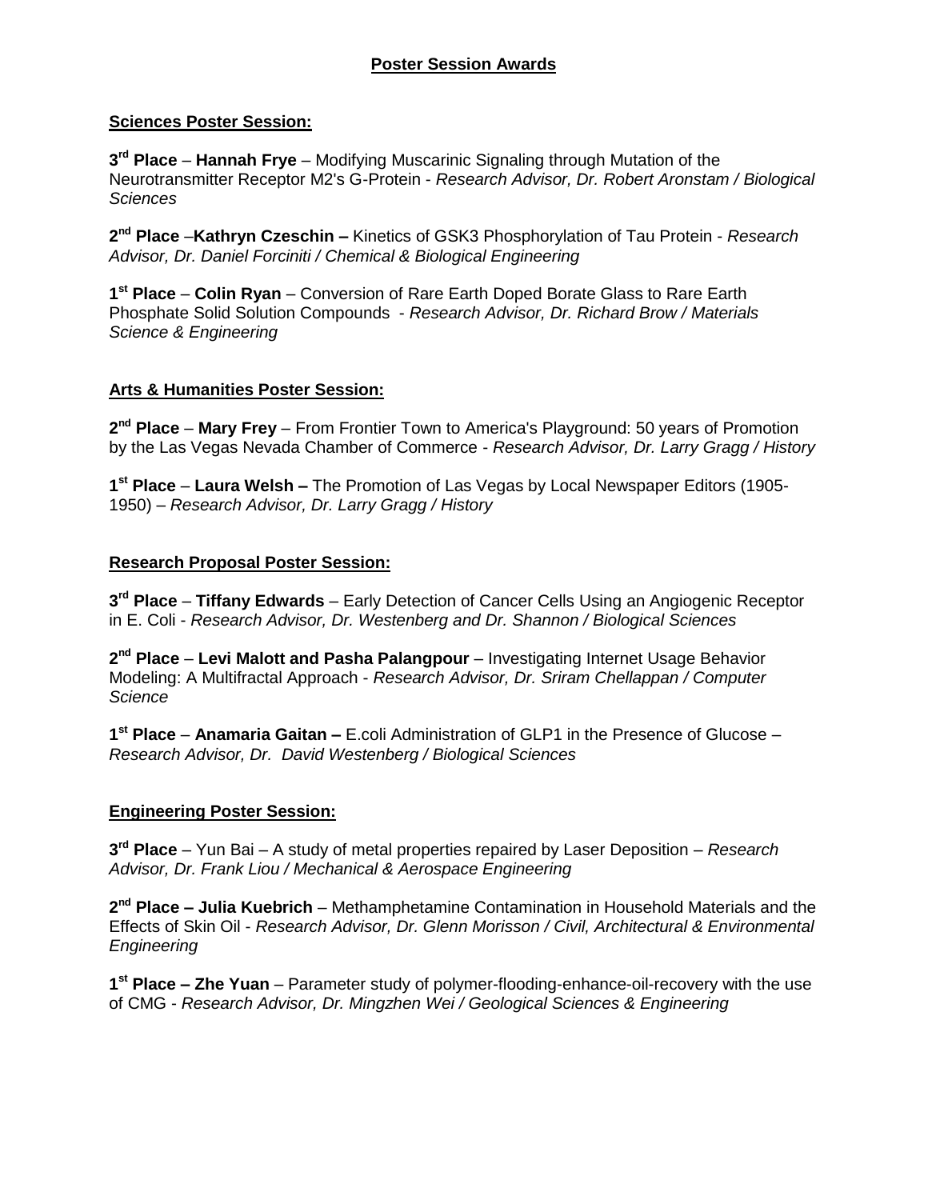## Poster Session Awards

### Sciences Poster Session:

**3rd Place** – **Hannah Frye** – Modifying Muscarinic Signaling through Mutation of the Neurotransmitter Receptor M2's G-Protein - *Research Advisor, Dr. Robert Aronstam / Biological Sciences*

**2nd Place** –**Kathryn Czeschin –** Kinetics of GSK3 Phosphorylation of Tau Protein - *Research Advisor, Dr. Daniel Forciniti / Chemical & Biological Engineering*

**1st Place** – **Colin Ryan** – Conversion of Rare Earth Doped Borate Glass to Rare Earth Phosphate Solid Solution Compounds - *Research Advisor, Dr. Richard Brow / Materials Science & Engineering*

### Arts & Humanities Poster Session:

**2nd Place** – **Mary Frey** – From Frontier Town to America's Playground: 50 years of Promotion by the Las Vegas Nevada Chamber of Commerce - *Research Advisor, Dr. Larry Gragg / History*

**1st Place** – **Laura Welsh –** The Promotion of Las Vegas by Local Newspaper Editors (1905-1950) – *Research Advisor, Dr. Larry Gragg / History*

### Research Proposal Poster Session:

**3rd Place** – **Tiffany Edwards** – Early Detection of Cancer Cells Using an Angiogenic Receptor in E. Coli - *Research Advisor, Dr. Westenberg and Dr. Shannon / Biological Sciences*

**2nd Place** – **Levi Malott and Pasha Palangpour** – Investigating Internet Usage Behavior Modeling: A Multifractal Approach - *Research Advisor, Dr. Sriram Chellappan / Computer Science*

**1st Place** – **Anamaria Gaitan –** E.coli Administration of GLP1 in the Presence of Glucose – *Research Advisor, Dr. David Westenberg / Biological Sciences*

### Engineering Poster Session:

**3rd Place** – Yun Bai – A study of metal properties repaired by Laser Deposition – *Research Advisor, Dr. Frank Liou / Mechanical & Aerospace Engineering*

**2nd Place – Julia Kuebrich** – Methamphetamine Contamination in Household Materials and the Effects of Skin Oil - *Research Advisor, Dr. Glenn Morisson / Civil, Architectural & Environmental Engineering*

**1st Place – Zhe Yuan** – Parameter study of polymer-flooding-enhance-oil-recovery with the use of CMG - *Research Advisor, Dr. Mingzhen Wei / Geological Sciences & Engineering*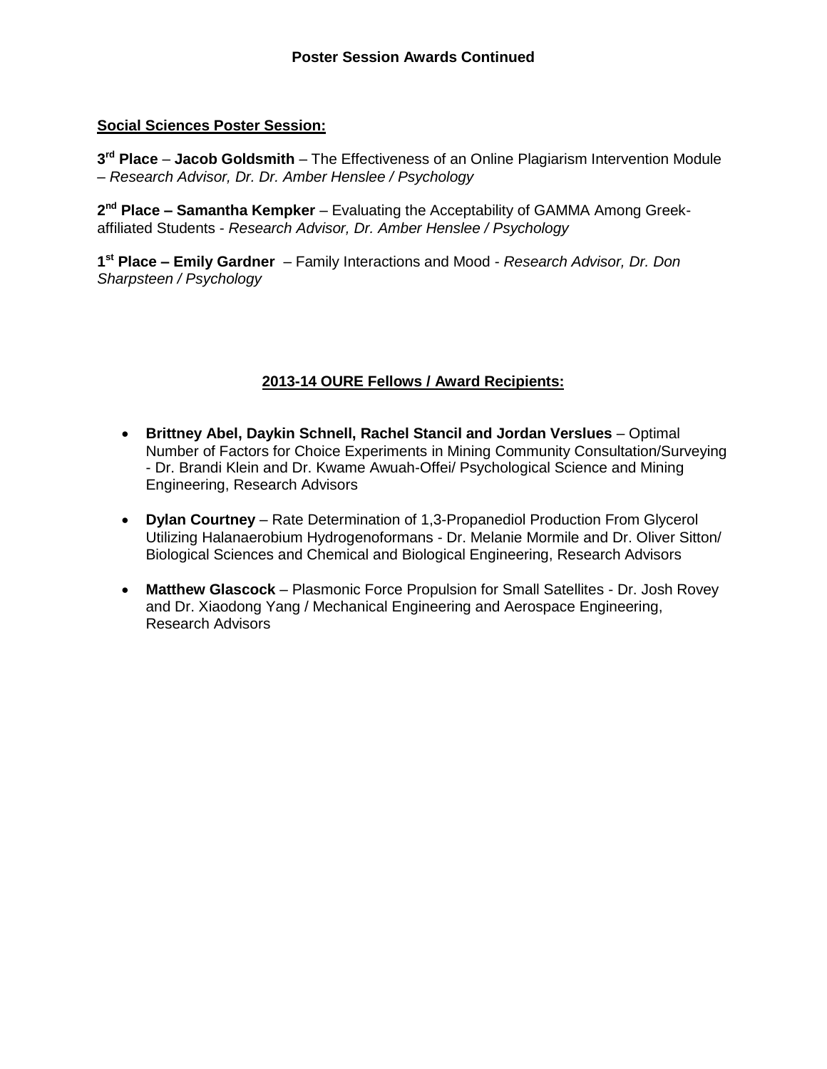**Poster Session Awards Continued**

**Social Sciences Poster Session:**

**3rd Place** – **Jacob Goldsmith** – The Effectiveness of an Online Plagiarism Intervention Module – *Research Advisor, Dr. Dr. Amber Henslee / Psychology*

**2nd Place – Samantha Kempker** – Evaluating the Acceptability of GAMMA Among Greek-affiliated Students - *Research Advisor, Dr. Amber Henslee / Psychology*

**1st Place – Emily Gardner** – Family Interactions and Mood - *Research Advisor, Dr. Don Sharpsteen / Psychology*

**2013-14 OURE Fellows / Award Recipients:**

- **Brittney Abel, Daykin Schnell, Rachel Stancil and Jordan Verslues** – Optimal Number of Factors for Choice Experiments in Mining Community Consultation/Surveying - Dr. Brandi Klein and Dr. Kwame Awuah-Offei/ Psychological Science and Mining Engineering, Research Advisors
- **Dylan Courtney** – Rate Determination of 1,3-Propanediol Production From Glycerol Utilizing Halanaerobium Hydrogenoformans - Dr. Melanie Mormile and Dr. Oliver Sitton/ Biological Sciences and Chemical and Biological Engineering, Research Advisors
- **Matthew Glascock** – Plasmonic Force Propulsion for Small Satellites - Dr. Josh Rovey and Dr. Xiaodong Yang / Mechanical Engineering and Aerospace Engineering, Research Advisors